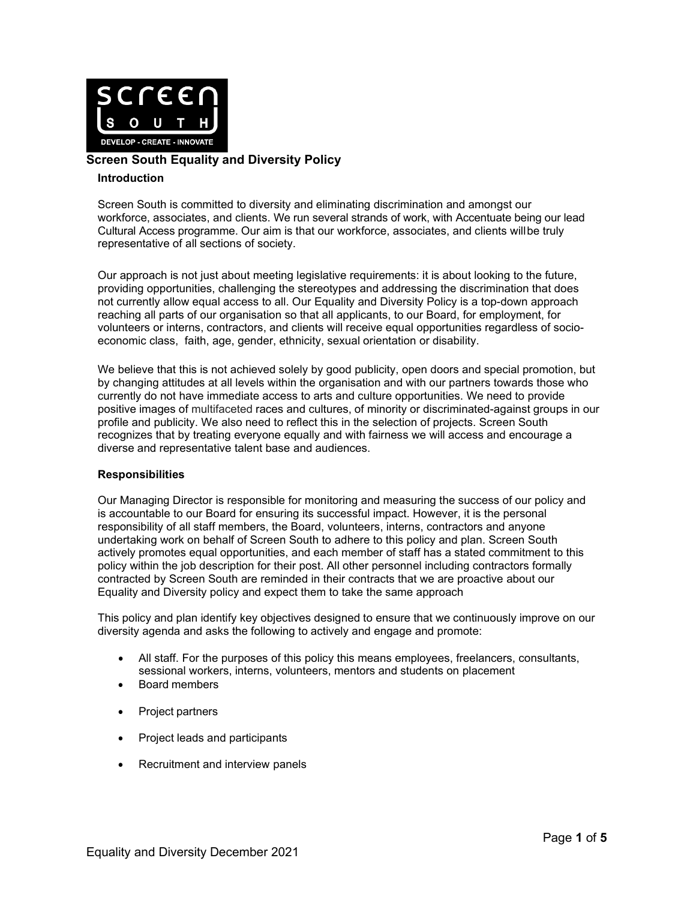# Screen South Equality and Diversity Policy

## Introduction

Screen South is committed to diversity and eliminating discrimination and amongst our workforce, associates, and clients. We run several strands of work, with Accentuate being our lead Cultural Access programme. Our aim is that our workforce, associates, and clients willbe truly representative of all sections of society.

Our approach is not just about meeting legislative requirements: it is about looking to the future, providing opportunities, challenging the stereotypes and addressing the discrimination that does not currently allow equal access to all. Our Equality and Diversity Policy is a top-down approach reaching all parts of our organisation so that all applicants, to our Board, for employment, for volunteers or interns, contractors, and clients will receive equal opportunities regardless of socio-economic class, faith, age, gender, ethnicity, sexual orientation or disability.

We believe that this is not achieved solely by good publicity, open doors and special promotion, but by changing attitudes at all levels within the organisation and with our partners towards those who currently do not have immediate access to arts and culture opportunities. We need to provide positive images of multifaceted races and cultures, of minority or discriminated-against groups in our profile and publicity. We also need to reflect this in the selection of projects. Screen South recognizes that by treating everyone equally and with fairness we will access and encourage a diverse and representative talent base and audiences.

## Responsibilities

Our Managing Director is responsible for monitoring and measuring the success of our policy and is accountable to our Board for ensuring its successful impact. However, it is the personal responsibility of all staff members, the Board, volunteers, interns, contractors and anyone undertaking work on behalf of Screen South to adhere to this policy and plan. Screen South actively promotes equal opportunities, and each member of staff has a stated commitment to this policy within the job description for their post. All other personnel including contractors formally contracted by Screen South are reminded in their contracts that we are proactive about our Equality and Diversity policy and expect them to take the same approach

This policy and plan identify key objectives designed to ensure that we continuously improve on our diversity agenda and asks the following to actively and engage and promote:

- All staff. For the purposes of this policy this means employees, freelancers, consultants, sessional workers, interns, volunteers, mentors and students on placement
- Board members
- Project partners
- Project leads and participants
- Recruitment and interview panels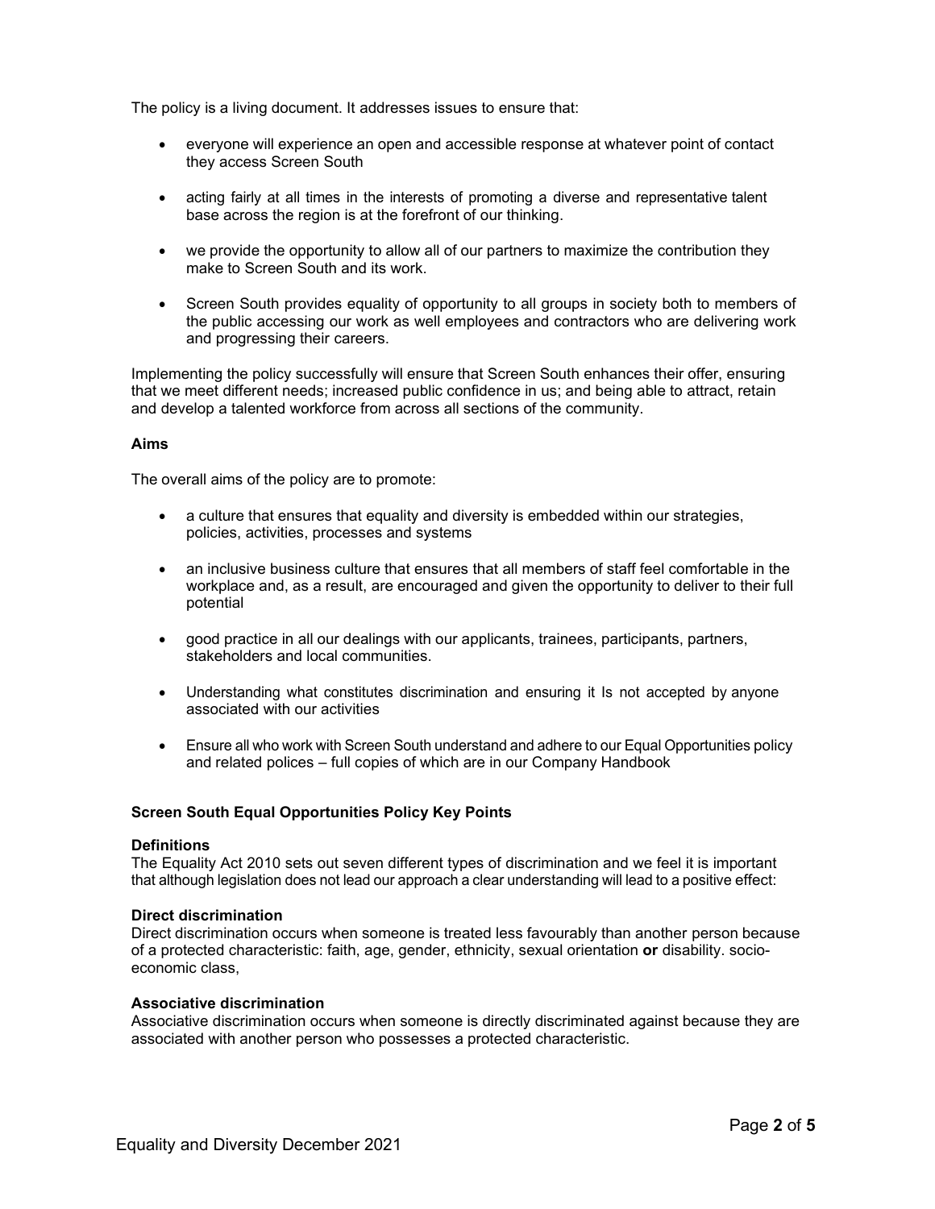The policy is a living document. It addresses issues to ensure that:

- everyone will experience an open and accessible response at whatever point of contact they access Screen South
- acting fairly at all times in the interests of promoting a diverse and representative talent base across the region is at the forefront of our thinking.
- we provide the opportunity to allow all of our partners to maximize the contribution they make to Screen South and its work.
- Screen South provides equality of opportunity to all groups in society both to members of the public accessing our work as well employees and contractors who are delivering work and progressing their careers.

Implementing the policy successfully will ensure that Screen South enhances their offer, ensuring that we meet different needs; increased public confidence in us; and being able to attract, retain and develop a talented workforce from across all sections of the community.

**Aims**

The overall aims of the policy are to promote:

- a culture that ensures that equality and diversity is embedded within our strategies, policies, activities, processes and systems
- an inclusive business culture that ensures that all members of staff feel comfortable in the workplace and, as a result, are encouraged and given the opportunity to deliver to their full potential
- good practice in all our dealings with our applicants, trainees, participants, partners, stakeholders and local communities.
- Understanding what constitutes discrimination and ensuring it Is not accepted by anyone associated with our activities
- Ensure all who work with Screen South understand and adhere to our Equal Opportunities policy and related polices – full copies of which are in our Company Handbook

**Screen South Equal Opportunities Policy Key Points**

**Definitions**
The Equality Act 2010 sets out seven different types of discrimination and we feel it is important that although legislation does not lead our approach a clear understanding will lead to a positive effect:

**Direct discrimination**
Direct discrimination occurs when someone is treated less favourably than another person because of a protected characteristic: faith, age, gender, ethnicity, sexual orientation **or** disability. socio-economic class,

**Associative discrimination**
Associative discrimination occurs when someone is directly discriminated against because they are associated with another person who possesses a protected characteristic.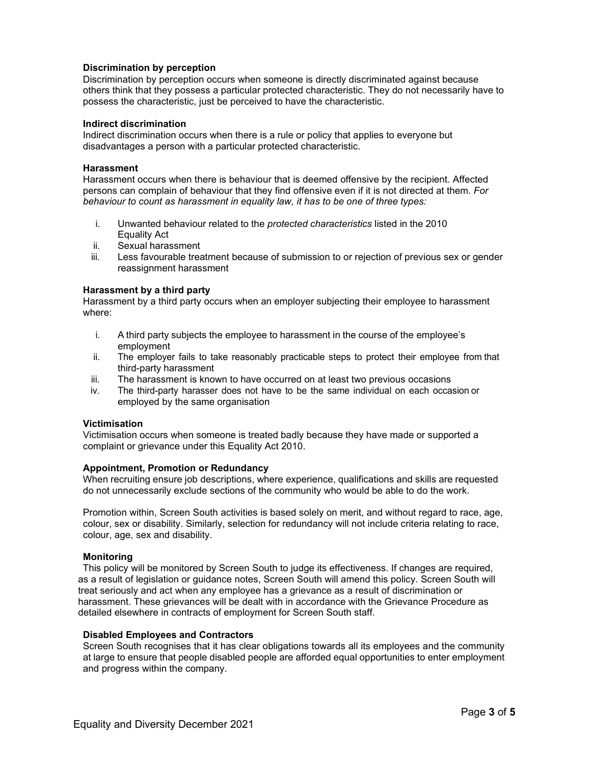**Discrimination by perception**

Discrimination by perception occurs when someone is directly discriminated against because others think that they possess a particular protected characteristic. They do not necessarily have to possess the characteristic, just be perceived to have the characteristic.

**Indirect discrimination**

Indirect discrimination occurs when there is a rule or policy that applies to everyone but disadvantages a person with a particular protected characteristic.

**Harassment**

Harassment occurs when there is behaviour that is deemed offensive by the recipient. Affected persons can complain of behaviour that they find offensive even if it is not directed at them. *For behaviour to count as harassment in equality law, it has to be one of three types:*

i. Unwanted behaviour related to the *protected characteristics* listed in the 2010 Equality Act
ii. Sexual harassment
iii. Less favourable treatment because of submission to or rejection of previous sex or gender reassignment harassment

**Harassment by a third party**

Harassment by a third party occurs when an employer subjecting their employee to harassment where:

i. A third party subjects the employee to harassment in the course of the employee's employment
ii. The employer fails to take reasonably practicable steps to protect their employee from that third-party harassment
iii. The harassment is known to have occurred on at least two previous occasions
iv. The third-party harasser does not have to be the same individual on each occasion or employed by the same organisation

**Victimisation**

Victimisation occurs when someone is treated badly because they have made or supported a complaint or grievance under this Equality Act 2010.

**Appointment, Promotion or Redundancy**

When recruiting ensure job descriptions, where experience, qualifications and skills are requested do not unnecessarily exclude sections of the community who would be able to do the work.

Promotion within, Screen South activities is based solely on merit, and without regard to race, age, colour, sex or disability. Similarly, selection for redundancy will not include criteria relating to race, colour, age, sex and disability.

**Monitoring**

This policy will be monitored by Screen South to judge its effectiveness. If changes are required, as a result of legislation or guidance notes, Screen South will amend this policy. Screen South will treat seriously and act when any employee has a grievance as a result of discrimination or harassment. These grievances will be dealt with in accordance with the Grievance Procedure as detailed elsewhere in contracts of employment for Screen South staff.

**Disabled Employees and Contractors**

Screen South recognises that it has clear obligations towards all its employees and the community at large to ensure that people disabled people are afforded equal opportunities to enter employment and progress within the company.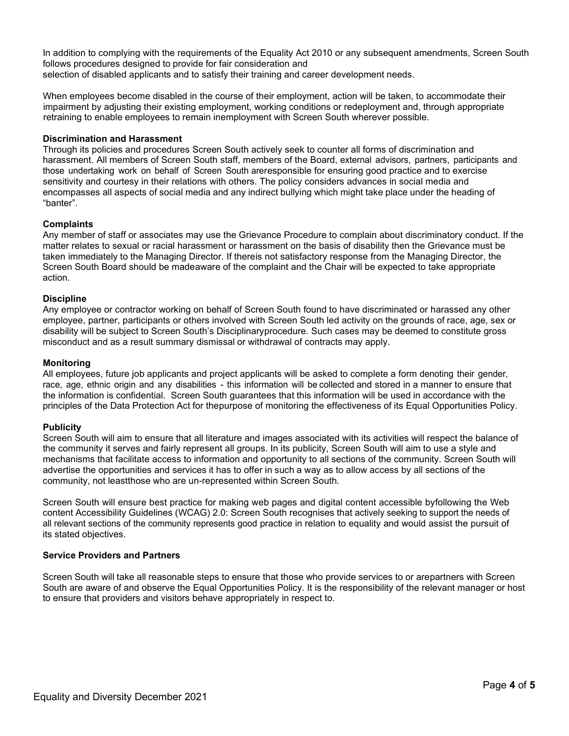In addition to complying with the requirements of the Equality Act 2010 or any subsequent amendments, Screen South follows procedures designed to provide for fair consideration and selection of disabled applicants and to satisfy their training and career development needs.

When employees become disabled in the course of their employment, action will be taken, to accommodate their impairment by adjusting their existing employment, working conditions or redeployment and, through appropriate retraining to enable employees to remain inemployment with Screen South wherever possible.

**Discrimination and Harassment**

Through its policies and procedures Screen South actively seek to counter all forms of discrimination and harassment. All members of Screen South staff, members of the Board, external advisors, partners, participants and those undertaking work on behalf of Screen South areresponsible for ensuring good practice and to exercise sensitivity and courtesy in their relations with others. The policy considers advances in social media and encompasses all aspects of social media and any indirect bullying which might take place under the heading of "banter".

**Complaints**

Any member of staff or associates may use the Grievance Procedure to complain about discriminatory conduct. If the matter relates to sexual or racial harassment or harassment on the basis of disability then the Grievance must be taken immediately to the Managing Director. If thereis not satisfactory response from the Managing Director, the Screen South Board should be madeaware of the complaint and the Chair will be expected to take appropriate action.

**Discipline**

Any employee or contractor working on behalf of Screen South found to have discriminated or harassed any other employee, partner, participants or others involved with Screen South led activity on the grounds of race, age, sex or disability will be subject to Screen South's Disciplinaryprocedure. Such cases may be deemed to constitute gross misconduct and as a result summary dismissal or withdrawal of contracts may apply.

**Monitoring**

All employees, future job applicants and project applicants will be asked to complete a form denoting their gender, race, age, ethnic origin and any disabilities - this information will be collected and stored in a manner to ensure that the information is confidential. Screen South guarantees that this information will be used in accordance with the principles of the Data Protection Act for thepurpose of monitoring the effectiveness of its Equal Opportunities Policy.

**Publicity**

Screen South will aim to ensure that all literature and images associated with its activities will respect the balance of the community it serves and fairly represent all groups. In its publicity, Screen South will aim to use a style and mechanisms that facilitate access to information and opportunity to all sections of the community. Screen South will advertise the opportunities and services it has to offer in such a way as to allow access by all sections of the community, not leastthose who are un-represented within Screen South.

Screen South will ensure best practice for making web pages and digital content accessible byfollowing the Web content Accessibility Guidelines (WCAG) 2.0: Screen South recognises that actively seeking to support the needs of all relevant sections of the community represents good practice in relation to equality and would assist the pursuit of its stated objectives.

**Service Providers and Partners**

Screen South will take all reasonable steps to ensure that those who provide services to or arepartners with Screen South are aware of and observe the Equal Opportunities Policy. It is the responsibility of the relevant manager or host to ensure that providers and visitors behave appropriately in respect to.

Equality and Diversity December 2021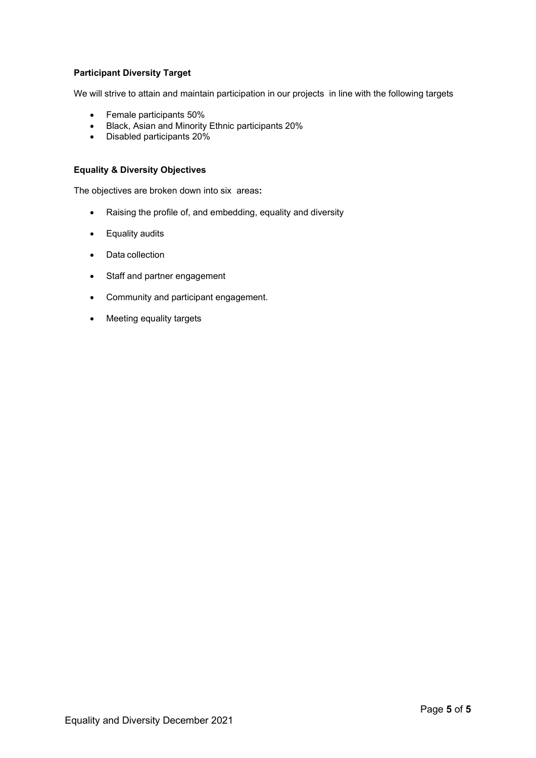**Participant Diversity Target**

We will strive to attain and maintain participation in our projects in line with the following targets

- Female participants 50%
- Black, Asian and Minority Ethnic participants 20%
- Disabled participants 20%

**Equality & Diversity Objectives**

The objectives are broken down into six areas**:**

- Raising the profile of, and embedding, equality and diversity
- Equality audits
- Data collection
- Staff and partner engagement
- Community and participant engagement.
- Meeting equality targets